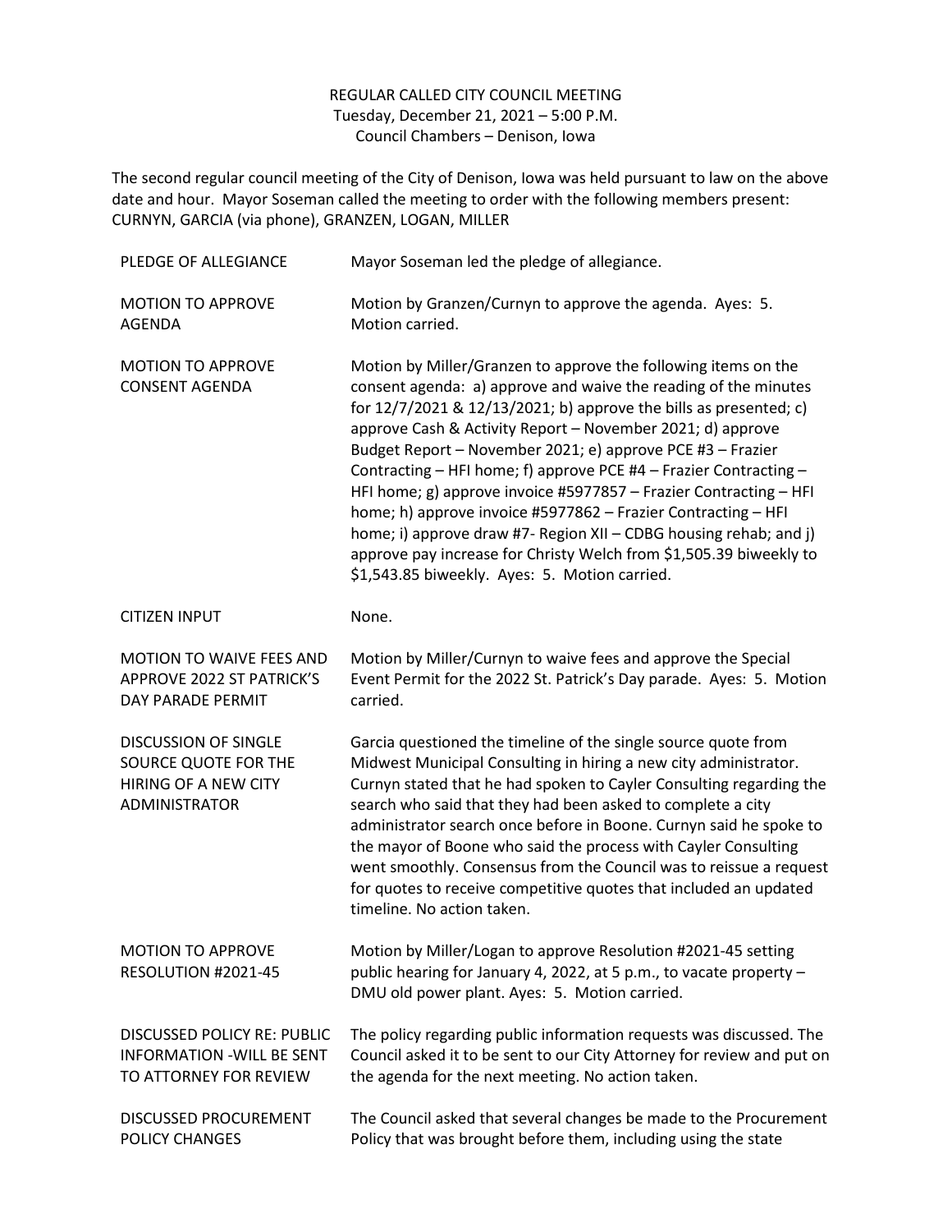# REGULAR CALLED CITY COUNCIL MEETING
Tuesday, December 21, 2021 – 5:00 P.M.
Council Chambers – Denison, Iowa

The second regular council meeting of the City of Denison, Iowa was held pursuant to law on the above date and hour. Mayor Soseman called the meeting to order with the following members present: CURNYN, GARCIA (via phone), GRANZEN, LOGAN, MILLER

| | |
|---|---|
| PLEDGE OF ALLEGIANCE | Mayor Soseman led the pledge of allegiance. |
| MOTION TO APPROVE AGENDA | Motion by Granzen/Curnyn to approve the agenda. Ayes: 5. Motion carried. |
| MOTION TO APPROVE CONSENT AGENDA | Motion by Miller/Granzen to approve the following items on the consent agenda: a) approve and waive the reading of the minutes for 12/7/2021 & 12/13/2021; b) approve the bills as presented; c) approve Cash & Activity Report – November 2021; d) approve Budget Report – November 2021; e) approve PCE #3 – Frazier Contracting – HFI home; f) approve PCE #4 – Frazier Contracting – HFI home; g) approve invoice #5977857 – Frazier Contracting – HFI home; h) approve invoice #5977862 – Frazier Contracting – HFI home; i) approve draw #7- Region XII – CDBG housing rehab; and j) approve pay increase for Christy Welch from $1,505.39 biweekly to $1,543.85 biweekly. Ayes: 5. Motion carried. |
| CITIZEN INPUT | None. |
| MOTION TO WAIVE FEES AND APPROVE 2022 ST PATRICK'S DAY PARADE PERMIT | Motion by Miller/Curnyn to waive fees and approve the Special Event Permit for the 2022 St. Patrick's Day parade. Ayes: 5. Motion carried. |
| DISCUSSION OF SINGLE SOURCE QUOTE FOR THE HIRING OF A NEW CITY ADMINISTRATOR | Garcia questioned the timeline of the single source quote from Midwest Municipal Consulting in hiring a new city administrator. Curnyn stated that he had spoken to Cayler Consulting regarding the search who said that they had been asked to complete a city administrator search once before in Boone. Curnyn said he spoke to the mayor of Boone who said the process with Cayler Consulting went smoothly. Consensus from the Council was to reissue a request for quotes to receive competitive quotes that included an updated timeline. No action taken. |
| MOTION TO APPROVE RESOLUTION #2021-45 | Motion by Miller/Logan to approve Resolution #2021-45 setting public hearing for January 4, 2022, at 5 p.m., to vacate property – DMU old power plant. Ayes: 5. Motion carried. |
| DISCUSSED POLICY RE: PUBLIC INFORMATION -WILL BE SENT TO ATTORNEY FOR REVIEW | The policy regarding public information requests was discussed. The Council asked it to be sent to our City Attorney for review and put on the agenda for the next meeting. No action taken. |
| DISCUSSED PROCUREMENT POLICY CHANGES | The Council asked that several changes be made to the Procurement Policy that was brought before them, including using the state |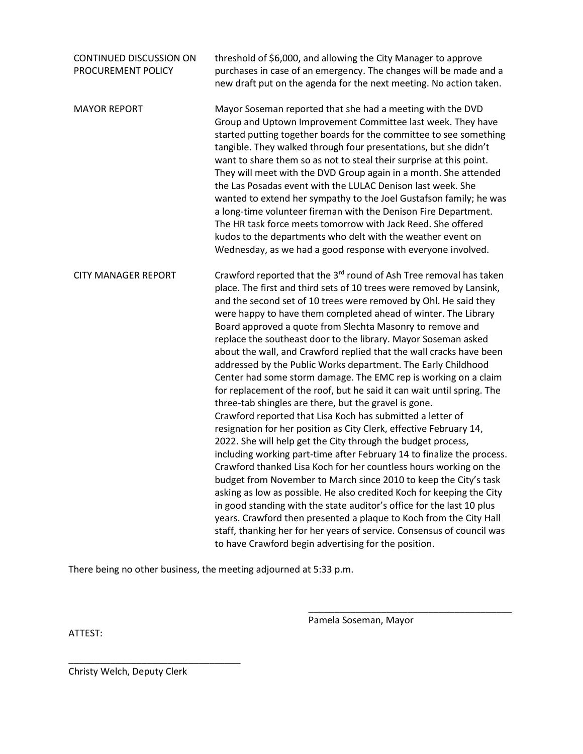| | |
|---|---|
| CONTINUED DISCUSSION ON PROCUREMENT POLICY | threshold of $6,000, and allowing the City Manager to approve purchases in case of an emergency. The changes will be made and a new draft put on the agenda for the next meeting. No action taken. |
| MAYOR REPORT | Mayor Soseman reported that she had a meeting with the DVD Group and Uptown Improvement Committee last week. They have started putting together boards for the committee to see something tangible. They walked through four presentations, but she didn't want to share them so as not to steal their surprise at this point. They will meet with the DVD Group again in a month. She attended the Las Posadas event with the LULAC Denison last week. She wanted to extend her sympathy to the Joel Gustafson family; he was a long-time volunteer fireman with the Denison Fire Department. The HR task force meets tomorrow with Jack Reed. She offered kudos to the departments who delt with the weather event on Wednesday, as we had a good response with everyone involved. |
| CITY MANAGER REPORT | Crawford reported that the 3rd round of Ash Tree removal has taken place. The first and third sets of 10 trees were removed by Lansink, and the second set of 10 trees were removed by Ohl. He said they were happy to have them completed ahead of winter. The Library Board approved a quote from Slechta Masonry to remove and replace the southeast door to the library. Mayor Soseman asked about the wall, and Crawford replied that the wall cracks have been addressed by the Public Works department. The Early Childhood Center had some storm damage. The EMC rep is working on a claim for replacement of the roof, but he said it can wait until spring. The three-tab shingles are there, but the gravel is gone.<br>Crawford reported that Lisa Koch has submitted a letter of resignation for her position as City Clerk, effective February 14, 2022. She will help get the City through the budget process, including working part-time after February 14 to finalize the process. Crawford thanked Lisa Koch for her countless hours working on the budget from November to March since 2010 to keep the City's task asking as low as possible. He also credited Koch for keeping the City in good standing with the state auditor's office for the last 10 plus years. Crawford then presented a plaque to Koch from the City Hall staff, thanking her for her years of service. Consensus of council was to have Crawford begin advertising for the position. |

There being no other business, the meeting adjourned at 5:33 p.m.

\_\_\_\_\_\_\_\_\_\_\_\_\_\_\_\_\_\_\_\_\_\_\_\_\_\_\_\_\_\_\_\_\_\_\_\_\_\_\_\_

Pamela Soseman, Mayor

ATTEST:

\_\_\_\_\_\_\_\_\_\_\_\_\_\_\_\_\_\_\_\_\_\_\_\_\_\_\_\_\_\_\_\_\_\_

Christy Welch, Deputy Clerk